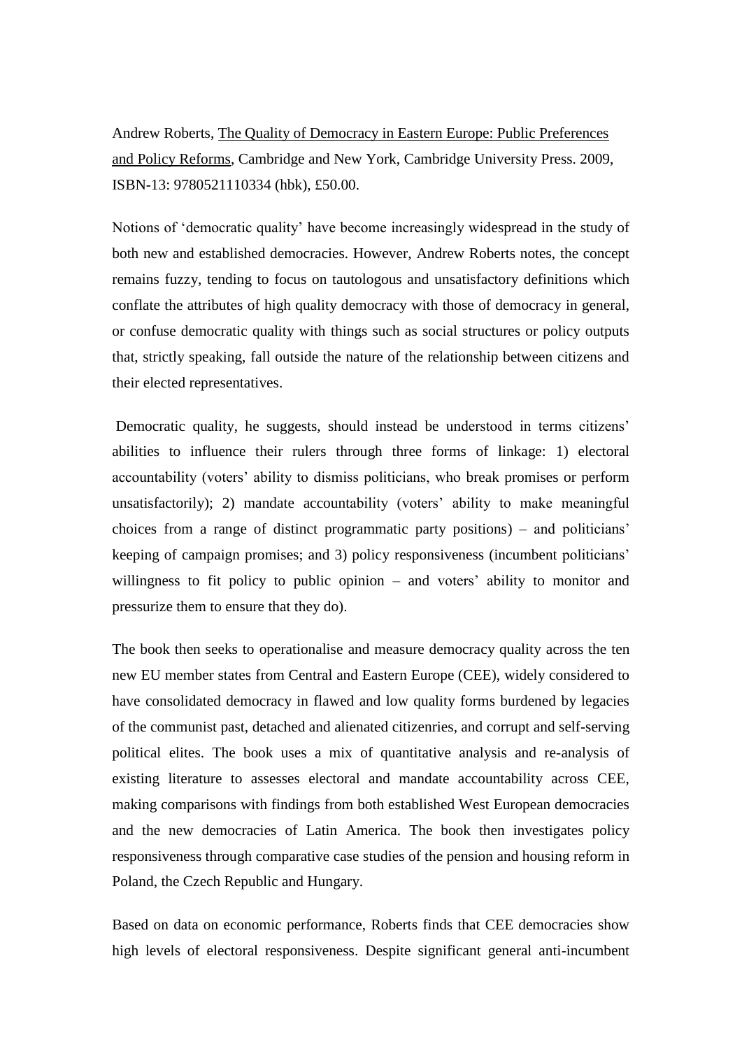Andrew Roberts, The Quality of Democracy in Eastern Europe: Public Preferences and Policy Reforms, Cambridge and New York, Cambridge University Press. 2009, ISBN-13: 9780521110334 (hbk), £50.00.

Notions of 'democratic quality' have become increasingly widespread in the study of both new and established democracies. However, Andrew Roberts notes, the concept remains fuzzy, tending to focus on tautologous and unsatisfactory definitions which conflate the attributes of high quality democracy with those of democracy in general, or confuse democratic quality with things such as social structures or policy outputs that, strictly speaking, fall outside the nature of the relationship between citizens and their elected representatives.

Democratic quality, he suggests, should instead be understood in terms citizens' abilities to influence their rulers through three forms of linkage: 1) electoral accountability (voters' ability to dismiss politicians, who break promises or perform unsatisfactorily); 2) mandate accountability (voters' ability to make meaningful choices from a range of distinct programmatic party positions) – and politicians' keeping of campaign promises; and 3) policy responsiveness (incumbent politicians' willingness to fit policy to public opinion – and voters' ability to monitor and pressurize them to ensure that they do).

The book then seeks to operationalise and measure democracy quality across the ten new EU member states from Central and Eastern Europe (CEE), widely considered to have consolidated democracy in flawed and low quality forms burdened by legacies of the communist past, detached and alienated citizenries, and corrupt and self-serving political elites. The book uses a mix of quantitative analysis and re-analysis of existing literature to assesses electoral and mandate accountability across CEE, making comparisons with findings from both established West European democracies and the new democracies of Latin America. The book then investigates policy responsiveness through comparative case studies of the pension and housing reform in Poland, the Czech Republic and Hungary.

Based on data on economic performance, Roberts finds that CEE democracies show high levels of electoral responsiveness. Despite significant general anti-incumbent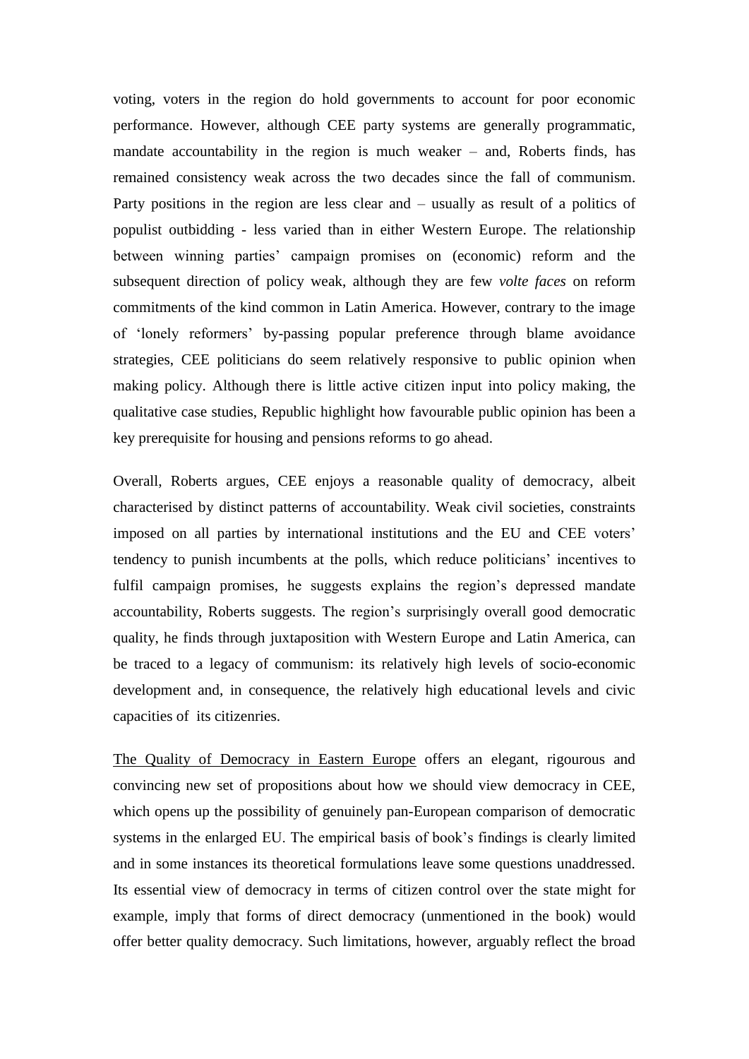voting, voters in the region do hold governments to account for poor economic performance. However, although CEE party systems are generally programmatic, mandate accountability in the region is much weaker – and, Roberts finds, has remained consistency weak across the two decades since the fall of communism. Party positions in the region are less clear and – usually as result of a politics of populist outbidding - less varied than in either Western Europe. The relationship between winning parties' campaign promises on (economic) reform and the subsequent direction of policy weak, although they are few *volte faces* on reform commitments of the kind common in Latin America. However, contrary to the image of 'lonely reformers' by-passing popular preference through blame avoidance strategies, CEE politicians do seem relatively responsive to public opinion when making policy. Although there is little active citizen input into policy making, the qualitative case studies, Republic highlight how favourable public opinion has been a key prerequisite for housing and pensions reforms to go ahead.

Overall, Roberts argues, CEE enjoys a reasonable quality of democracy, albeit characterised by distinct patterns of accountability. Weak civil societies, constraints imposed on all parties by international institutions and the EU and CEE voters' tendency to punish incumbents at the polls, which reduce politicians' incentives to fulfil campaign promises, he suggests explains the region's depressed mandate accountability, Roberts suggests. The region's surprisingly overall good democratic quality, he finds through juxtaposition with Western Europe and Latin America, can be traced to a legacy of communism: its relatively high levels of socio-economic development and, in consequence, the relatively high educational levels and civic capacities of its citizenries.

<u>The Quality of Democracy in Eastern Europe</u> offers an elegant, rigourous and convincing new set of propositions about how we should view democracy in CEE, which opens up the possibility of genuinely pan-European comparison of democratic systems in the enlarged EU. The empirical basis of book's findings is clearly limited and in some instances its theoretical formulations leave some questions unaddressed. Its essential view of democracy in terms of citizen control over the state might for example, imply that forms of direct democracy (unmentioned in the book) would offer better quality democracy. Such limitations, however, arguably reflect the broad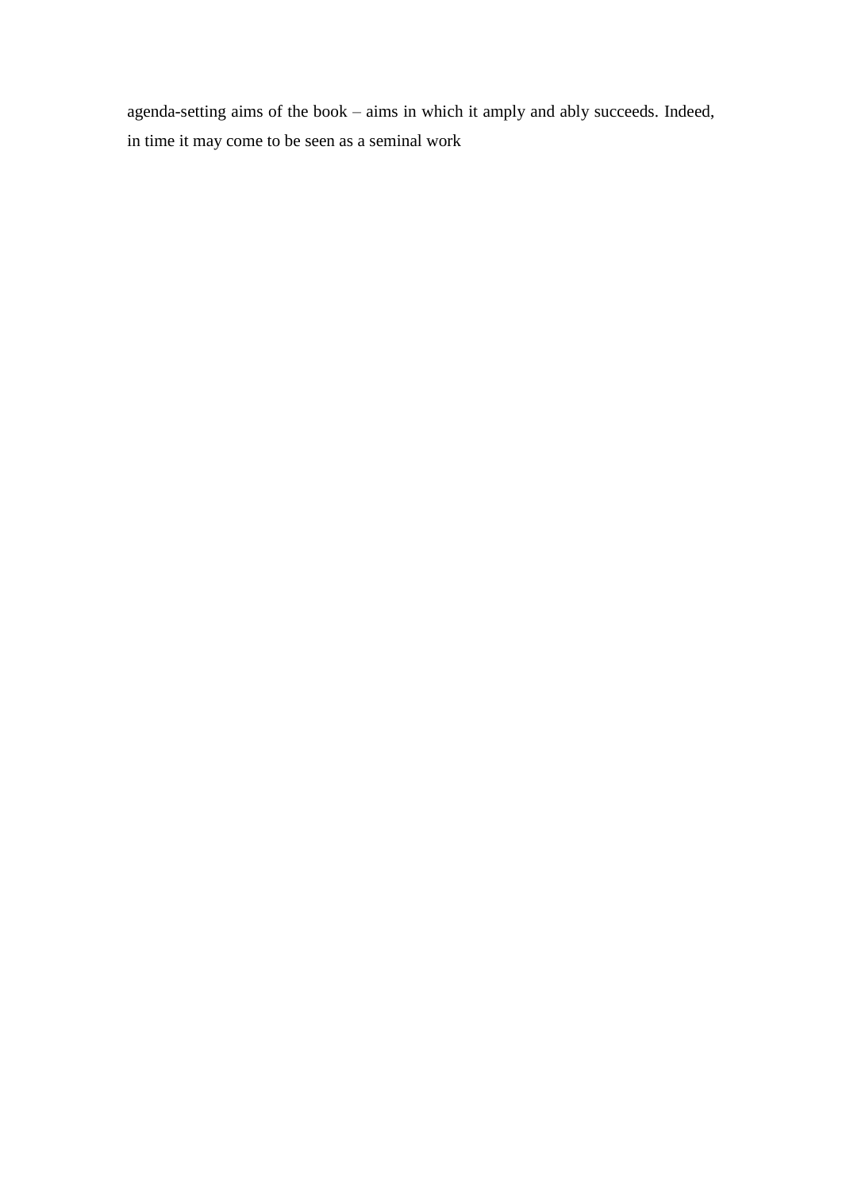agenda-setting aims of the book – aims in which it amply and ably succeeds. Indeed, in time it may come to be seen as a seminal work